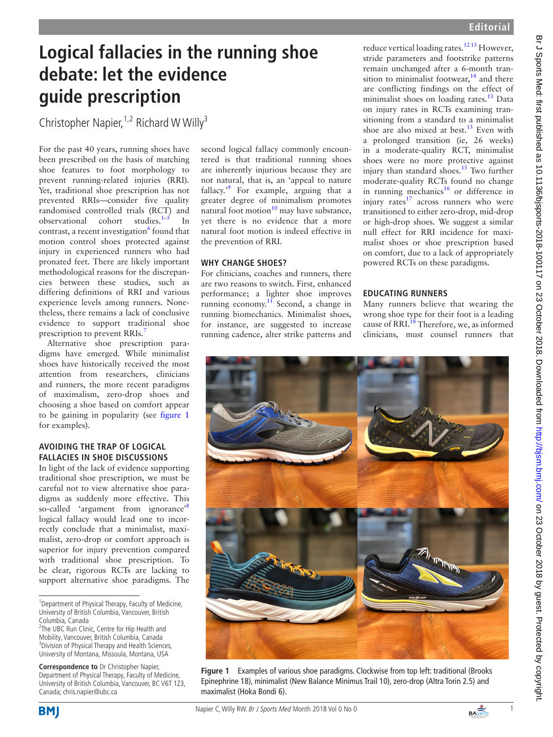# Logical fallacies in the running shoe debate: let the evidence guide prescription

Christopher Napier,[1,2] Richard W Willy[3]

For the past 40 years, running shoes have been prescribed on the basis of matching shoe features to foot morphology to prevent running-related injuries (RRI). Yet, traditional shoe prescription has not prevented RRIs—consider five quality randomised controlled trials (RCT) and observational cohort studies.[1–5] In contrast, a recent investigation[6] found that motion control shoes protected against injury in experienced runners who had pronated feet. There are likely important methodological reasons for the discrepancies between these studies, such as differing definitions of RRI and various experience levels among runners. Nonetheless, there remains a lack of conclusive evidence to support traditional shoe prescription to prevent RRIs.[7]

Alternative shoe prescription paradigms have emerged. While minimalist shoes have historically received the most attention from researchers, clinicians and runners, the more recent paradigms of maximalism, zero-drop shoes and choosing a shoe based on comfort appear to be gaining in popularity (see figure 1 for examples).

## AVOIDING THE TRAP OF LOGICAL FALLACIES IN SHOE DISCUSSIONS

In light of the lack of evidence supporting traditional shoe prescription, we must be careful not to view alternative shoe paradigms as suddenly more effective. This so-called 'argument from ignorance'[8] logical fallacy would lead one to incorrectly conclude that a minimalist, maximalist, zero-drop or comfort approach is superior for injury prevention compared with traditional shoe prescription. To be clear, rigorous RCTs are lacking to support alternative shoe paradigms. The second logical fallacy commonly encountered is that traditional running shoes are inherently injurious because they are not natural, that is, an 'appeal to nature fallacy.'[9] For example, arguing that a greater degree of minimalism promotes natural foot motion[10] may have substance, yet there is no evidence that a more natural foot motion is indeed effective in the prevention of RRI.

## WHY CHANGE SHOES?

For clinicians, coaches and runners, there are two reasons to switch. First, enhanced performance; a lighter shoe improves running economy.[11] Second, a change in running biomechanics. Minimalist shoes, for instance, are suggested to increase running cadence, alter strike patterns and reduce vertical loading rates.[12,13] However, stride parameters and footstrike patterns remain unchanged after a 6-month transition to minimalist footwear,[14] and there are conflicting findings on the effect of minimalist shoes on loading rates.[13] Data on injury rates in RCTs examining transitioning from a standard to a minimalist shoe are also mixed at best.[13] Even with a prolonged transition (ie, 26 weeks) in a moderate-quality RCT, minimalist shoes were no more protective against injury than standard shoes.[15] Two further moderate-quality RCTs found no change in running mechanics[16] or difference in injury rates[17] across runners who were transitioned to either zero-drop, mid-drop or high-drop shoes. We suggest a similar null effect for RRI incidence for maximalist shoes or shoe prescription based on comfort, due to a lack of appropriately powered RCTs on these paradigms.

## EDUCATING RUNNERS

Many runners believe that wearing the wrong shoe type for their foot is a leading cause of RRI.[18] Therefore, we, as informed clinicians, must counsel runners that

**Figure 1** Examples of various shoe paradigms. Clockwise from top left: traditional (Brooks Epinephrine 18), minimalist (New Balance Minimus Trail 10), zero-drop (Altra Torin 2.5) and maximalist (Hoka Bondi 6).

---

[1]Department of Physical Therapy, Faculty of Medicine, University of British Columbia, Vancouver, British Columbia, Canada
[2]The UBC Run Clinic, Centre for Hip Health and Mobility, Vancouver, British Columbia, Canada
[3]Division of Physical Therapy and Health Sciences, University of Montana, Missoula, Montana, USA

**Correspondence to** Dr Christopher Napier, Department of Physical Therapy, Faculty of Medicine, University of British Columbia, Vancouver, BC V6T 1Z3, Canada; chris.napier@ubc.ca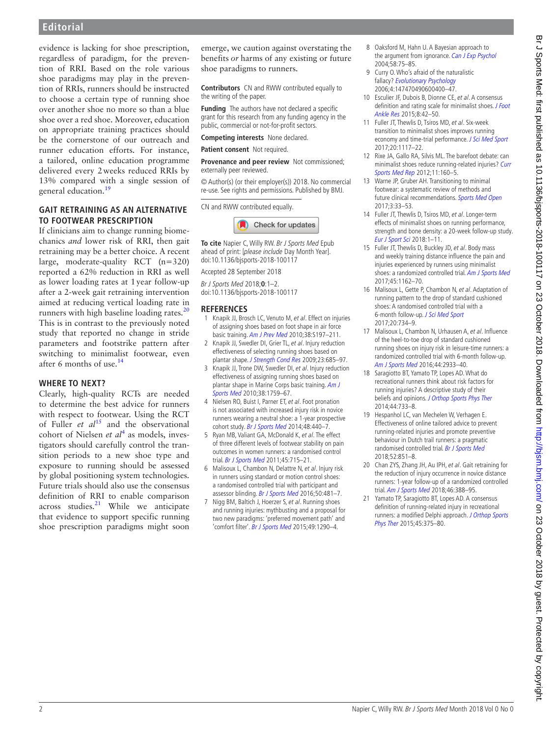evidence is lacking for shoe prescription, regardless of paradigm, for the prevention of RRI. Based on the role various shoe paradigms may play in the prevention of RRIs, runners should be instructed to choose a certain type of running shoe over another shoe no more so than a blue shoe over a red shoe. Moreover, education on appropriate training practices should be the cornerstone of our outreach and runner education efforts. For instance, a tailored, online education programme delivered every 2 weeks reduced RRIs by 13% compared with a single session of general education.[19]

## GAIT RETRAINING AS AN ALTERNATIVE TO FOOTWEAR PRESCRIPTION

If clinicians aim to change running biomechanics *and* lower risk of RRI, then gait retraining may be a better choice. A recent large, moderate-quality RCT (n=320) reported a 62% reduction in RRI as well as lower loading rates at 1 year follow-up after a 2-week gait retraining intervention aimed at reducing vertical loading rate in runners with high baseline loading rates.[20] This is in contrast to the previously noted study that reported no change in stride parameters and footstrike pattern after switching to minimalist footwear, even after 6 months of use.[14]

## WHERE TO NEXT?

Clearly, high-quality RCTs are needed to determine the best advice for runners with respect to footwear. Using the RCT of Fuller *et al*[15] and the observational cohort of Nielsen *et al*[4] as models, investigators should carefully control the transition periods to a new shoe type and exposure to running should be assessed by global positioning system technologies. Future trials should also use the consensus definition of RRI to enable comparison across studies.[21] While we anticipate that evidence to support specific running shoe prescription paradigms might soon emerge, we caution against overstating the benefits *or* harms of any existing or future shoe paradigms to runners.

**Contributors** CN and RWW contributed equally to the writing of the paper.

**Funding** The authors have not declared a specific grant for this research from any funding agency in the public, commercial or not-for-profit sectors.

**Competing interests** None declared.

**Patient consent** Not required.

**Provenance and peer review** Not commissioned; externally peer reviewed.

© Author(s) (or their employer(s)) 2018. No commercial re-use. See rights and permissions. Published by BMJ.

CN and RWW contributed equally.

Check for updates

**To cite** Napier C, Willy RW. *Br J Sports Med* Epub ahead of print: [*please include* Day Month Year]. doi:10.1136/bjsports-2018-100117

Accepted 28 September 2018

*Br J Sports Med* 2018;**0**:1–2. doi:10.1136/bjsports-2018-100117

## REFERENCES

1. Knapik JJ, Brosch LC, Venuto M, *et al*. Effect on injuries of assigning shoes based on foot shape in air force basic training. *Am J Prev Med* 2010;38:S197–211.
2. Knapik JJ, Swedler DI, Grier TL, *et al*. Injury reduction effectiveness of selecting running shoes based on plantar shape. *J Strength Cond Res* 2009;23:685–97.
3. Knapik JJ, Trone DW, Swedler DI, *et al*. Injury reduction effectiveness of assigning running shoes based on plantar shape in Marine Corps basic training. *Am J Sports Med* 2010;38:1759–67.
4. Nielsen RO, Buist I, Parner ET, *et al*. Foot pronation is not associated with increased injury risk in novice runners wearing a neutral shoe: a 1-year prospective cohort study. *Br J Sports Med* 2014;48:440–7.
5. Ryan MB, Valiant GA, McDonald K, *et al*. The effect of three different levels of footwear stability on pain outcomes in women runners: a randomised control trial. *Br J Sports Med* 2011;45:715–21.
6. Malisoux L, Chambon N, Delattre N, *et al*. Injury risk in runners using standard or motion control shoes: a randomised controlled trial with participant and assessor blinding. *Br J Sports Med* 2016;50:481–7.
7. Nigg BM, Baltich J, Hoerzer S, *et al*. Running shoes and running injuries: mythbusting and a proposal for two new paradigms: 'preferred movement path' and 'comfort filter'. *Br J Sports Med* 2015;49:1290–4.
8. Oaksford M, Hahn U. A Bayesian approach to the argument from ignorance. *Can J Exp Psychol* 2004;58:75–85.
9. Curry O. Who's afraid of the naturalistic fallacy? *Evolutionary Psychology* 2006;4:147470490600400–47.
10. Esculier JF, Dubois B, Dionne CE, *et al*. A consensus definition and rating scale for minimalist shoes. *J Foot Ankle Res* 2015;8:42–50.
11. Fuller JT, Thewlis D, Tsiros MD, *et al*. Six-week transition to minimalist shoes improves running economy and time-trial performance. *J Sci Med Sport* 2017;20:1117–22.
12. Rixe JA, Gallo RA, Silvis ML. The barefoot debate: can minimalist shoes reduce running-related injuries? *Curr Sports Med Rep* 2012;11:160–5.
13. Warne JP, Gruber AH. Transitioning to minimal footwear: a systematic review of methods and future clinical recommendations. *Sports Med Open* 2017;3:33–53.
14. Fuller JT, Thewlis D, Tsiros MD, *et al*. Longer-term effects of minimalist shoes on running performance, strength and bone density: a 20-week follow-up study. *Eur J Sport Sci* 2018:1–11.
15. Fuller JT, Thewlis D, Buckley JD, *et al*. Body mass and weekly training distance influence the pain and injuries experienced by runners using minimalist shoes: a randomized controlled trial. *Am J Sports Med* 2017;45:1162–70.
16. Malisoux L, Gette P, Chambon N, *et al*. Adaptation of running pattern to the drop of standard cushioned shoes: A randomised controlled trial with a 6-month follow-up. *J Sci Med Sport* 2017;20:734–9.
17. Malisoux L, Chambon N, Urhausen A, *et al*. Influence of the heel-to-toe drop of standard cushioned running shoes on injury risk in leisure-time runners: a randomized controlled trial with 6-month follow-up. *Am J Sports Med* 2016;44:2933–40.
18. Saragiotto BT, Yamato TP, Lopes AD. What do recreational runners think about risk factors for running injuries? A descriptive study of their beliefs and opinions. *J Orthop Sports Phys Ther* 2014;44:733–8.
19. Hespanhol LC, van Mechelen W, Verhagen E. Effectiveness of online tailored advice to prevent running-related injuries and promote preventive behaviour in Dutch trail runners: a pragmatic randomised controlled trial. *Br J Sports Med* 2018;52:851–8.
20. Chan ZYS, Zhang JH, Au IPH, *et al*. Gait retraining for the reduction of injury occurrence in novice distance runners: 1-year follow-up of a randomized controlled trial. *Am J Sports Med* 2018;46:388–95.
21. Yamato TP, Saragiotto BT, Lopes AD. A consensus definition of running-related injury in recreational runners: a modified Delphi approach. *J Orthop Sports Phys Ther* 2015;45:375–80.